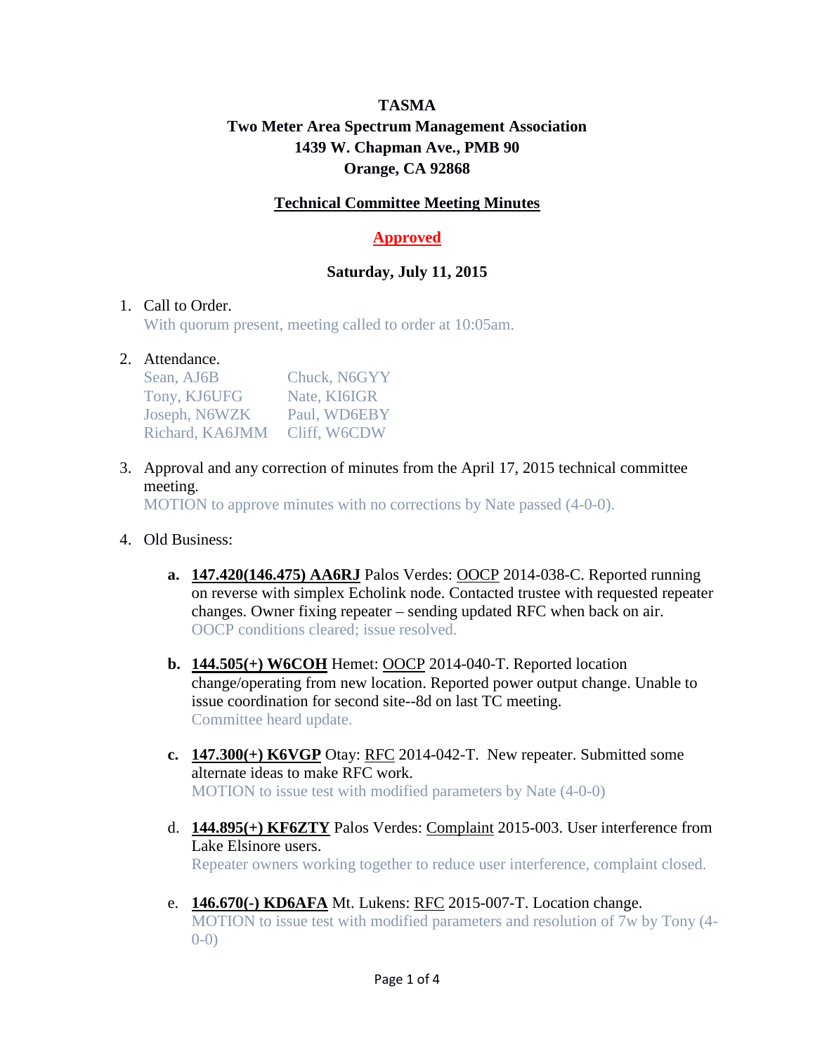**TASMA**

**Two Meter Area Spectrum Management Association**

**1439 W. Chapman Ave., PMB 90**

**Orange, CA 92868**

**Technical Committee Meeting Minutes**

**Approved**

**Saturday, July 11, 2015**

1. Call to Order.
   With quorum present, meeting called to order at 10:05am.

2. Attendance.

   | | |
   |---|---|
   | Sean, AJ6B | Chuck, N6GYY |
   | Tony, KJ6UFG | Nate, KI6IGR |
   | Joseph, N6WZK | Paul, WD6EBY |
   | Richard, KA6JMM | Cliff, W6CDW |

3. Approval and any correction of minutes from the April 17, 2015 technical committee meeting.
   MOTION to approve minutes with no corrections by Nate passed (4-0-0).

4. Old Business:

   **a.** **147.420(146.475) AA6RJ** Palos Verdes: OOCP 2014-038-C. Reported running on reverse with simplex Echolink node. Contacted trustee with requested repeater changes. Owner fixing repeater – sending updated RFC when back on air.
   OOCP conditions cleared; issue resolved.

   **b.** **144.505(+) W6COH** Hemet: OOCP 2014-040-T. Reported location change/operating from new location. Reported power output change. Unable to issue coordination for second site--8d on last TC meeting.
   Committee heard update.

   **c.** **147.300(+) K6VGP** Otay: RFC 2014-042-T. New repeater. Submitted some alternate ideas to make RFC work.
   MOTION to issue test with modified parameters by Nate (4-0-0)

   d. **144.895(+) KF6ZTY** Palos Verdes: Complaint 2015-003. User interference from Lake Elsinore users.
   Repeater owners working together to reduce user interference, complaint closed.

   e. **146.670(-) KD6AFA** Mt. Lukens: RFC 2015-007-T. Location change.
   MOTION to issue test with modified parameters and resolution of 7w by Tony (4-0-0)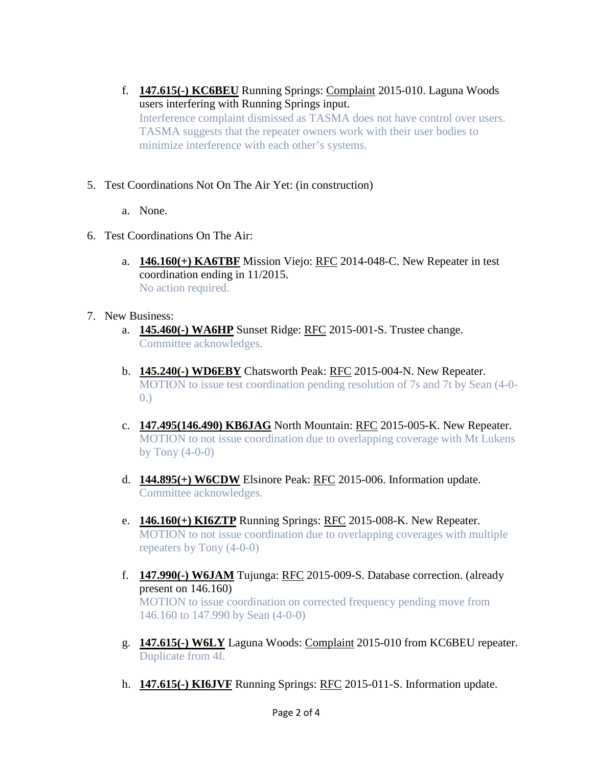f. **147.615(-) KC6BEU** Running Springs: Complaint 2015-010. Laguna Woods users interfering with Running Springs input.
   Interference complaint dismissed as TASMA does not have control over users. TASMA suggests that the repeater owners work with their user bodies to minimize interference with each other's systems.

5. Test Coordinations Not On The Air Yet: (in construction)

   a. None.

6. Test Coordinations On The Air:

   a. **146.160(+) KA6TBF** Mission Viejo: RFC 2014-048-C. New Repeater in test coordination ending in 11/2015.
      No action required.

7. New Business:

   a. **145.460(-) WA6HP** Sunset Ridge: RFC 2015-001-S. Trustee change.
      Committee acknowledges.

   b. **145.240(-) WD6EBY** Chatsworth Peak: RFC 2015-004-N. New Repeater.
      MOTION to issue test coordination pending resolution of 7s and 7t by Sean (4-0-0.)

   c. **147.495(146.490) KB6JAG** North Mountain: RFC 2015-005-K. New Repeater.
      MOTION to not issue coordination due to overlapping coverage with Mt Lukens by Tony (4-0-0)

   d. **144.895(+) W6CDW** Elsinore Peak: RFC 2015-006. Information update.
      Committee acknowledges.

   e. **146.160(+) KI6ZTP** Running Springs: RFC 2015-008-K. New Repeater.
      MOTION to not issue coordination due to overlapping coverages with multiple repeaters by Tony (4-0-0)

   f. **147.990(-) W6JAM** Tujunga: RFC 2015-009-S. Database correction. (already present on 146.160)
      MOTION to issue coordination on corrected frequency pending move from 146.160 to 147.990 by Sean (4-0-0)

   g. **147.615(-) W6LY** Laguna Woods: Complaint 2015-010 from KC6BEU repeater.
      Duplicate from 4f.

   h. **147.615(-) KI6JVF** Running Springs: RFC 2015-011-S. Information update.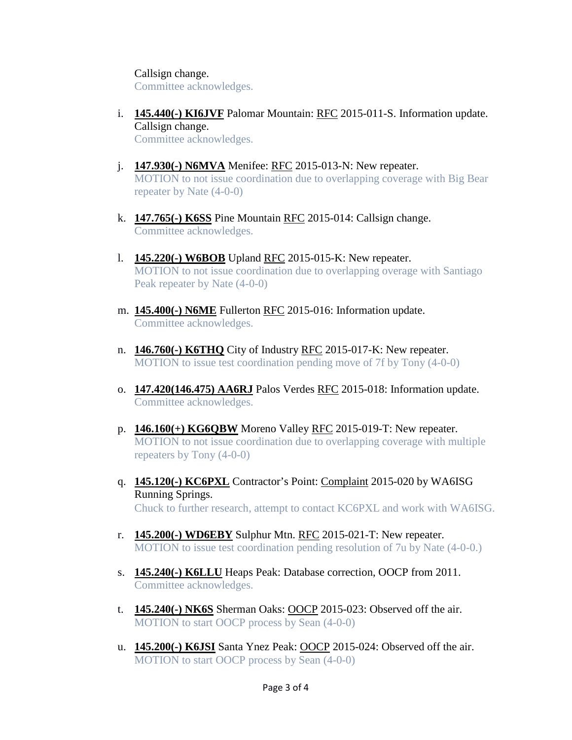Callsign change.
Committee acknowledges.

i. **145.440(-) KI6JVF** Palomar Mountain: RFC 2015-011-S. Information update. Callsign change.
Committee acknowledges.

j. **147.930(-) N6MVA** Menifee: RFC 2015-013-N: New repeater.
MOTION to not issue coordination due to overlapping coverage with Big Bear repeater by Nate (4-0-0)

k. **147.765(-) K6SS** Pine Mountain RFC 2015-014: Callsign change.
Committee acknowledges.

l. **145.220(-) W6BOB** Upland RFC 2015-015-K: New repeater.
MOTION to not issue coordination due to overlapping overage with Santiago Peak repeater by Nate (4-0-0)

m. **145.400(-) N6ME** Fullerton RFC 2015-016: Information update.
Committee acknowledges.

n. **146.760(-) K6THQ** City of Industry RFC 2015-017-K: New repeater.
MOTION to issue test coordination pending move of 7f by Tony (4-0-0)

o. **147.420(146.475) AA6RJ** Palos Verdes RFC 2015-018: Information update.
Committee acknowledges.

p. **146.160(+) KG6QBW** Moreno Valley RFC 2015-019-T: New repeater.
MOTION to not issue coordination due to overlapping coverage with multiple repeaters by Tony (4-0-0)

q. **145.120(-) KC6PXL** Contractor's Point: Complaint 2015-020 by WA6ISG Running Springs.
Chuck to further research, attempt to contact KC6PXL and work with WA6ISG.

r. **145.200(-) WD6EBY** Sulphur Mtn. RFC 2015-021-T: New repeater.
MOTION to issue test coordination pending resolution of 7u by Nate (4-0-0.)

s. **145.240(-) K6LLU** Heaps Peak: Database correction, OOCP from 2011.
Committee acknowledges.

t. **145.240(-) NK6S** Sherman Oaks: OOCP 2015-023: Observed off the air.
MOTION to start OOCP process by Sean (4-0-0)

u. **145.200(-) K6JSI** Santa Ynez Peak: OOCP 2015-024: Observed off the air.
MOTION to start OOCP process by Sean (4-0-0)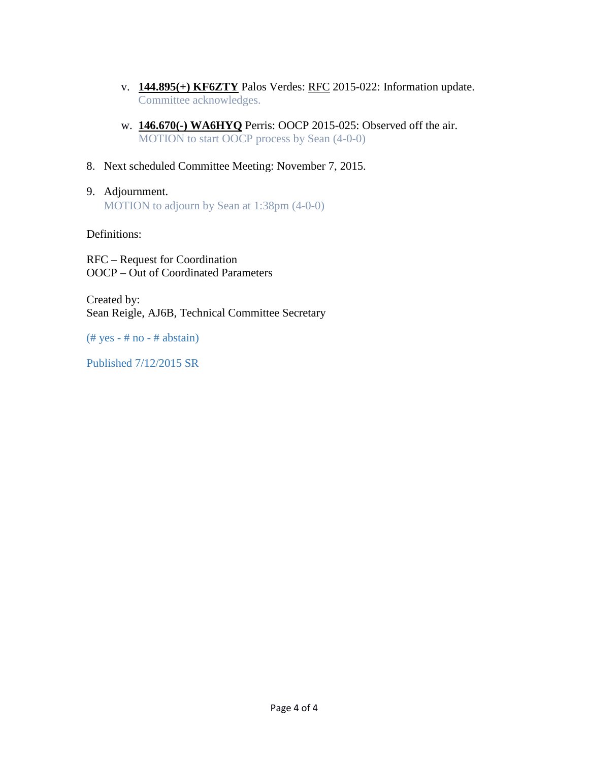v. **<u>144.895(+) KF6ZTY</u>** Palos Verdes: <u>RFC</u> 2015-022: Information update.
   Committee acknowledges.

w. **<u>146.670(-) WA6HYQ</u>** Perris: OOCP 2015-025: Observed off the air.
   MOTION to start OOCP process by Sean (4-0-0)

8. Next scheduled Committee Meeting: November 7, 2015.

9. Adjournment.
   MOTION to adjourn by Sean at 1:38pm (4-0-0)

Definitions:

RFC – Request for Coordination
OOCP – Out of Coordinated Parameters

Created by:
Sean Reigle, AJ6B, Technical Committee Secretary

(# yes - # no - # abstain)

Published 7/12/2015 SR